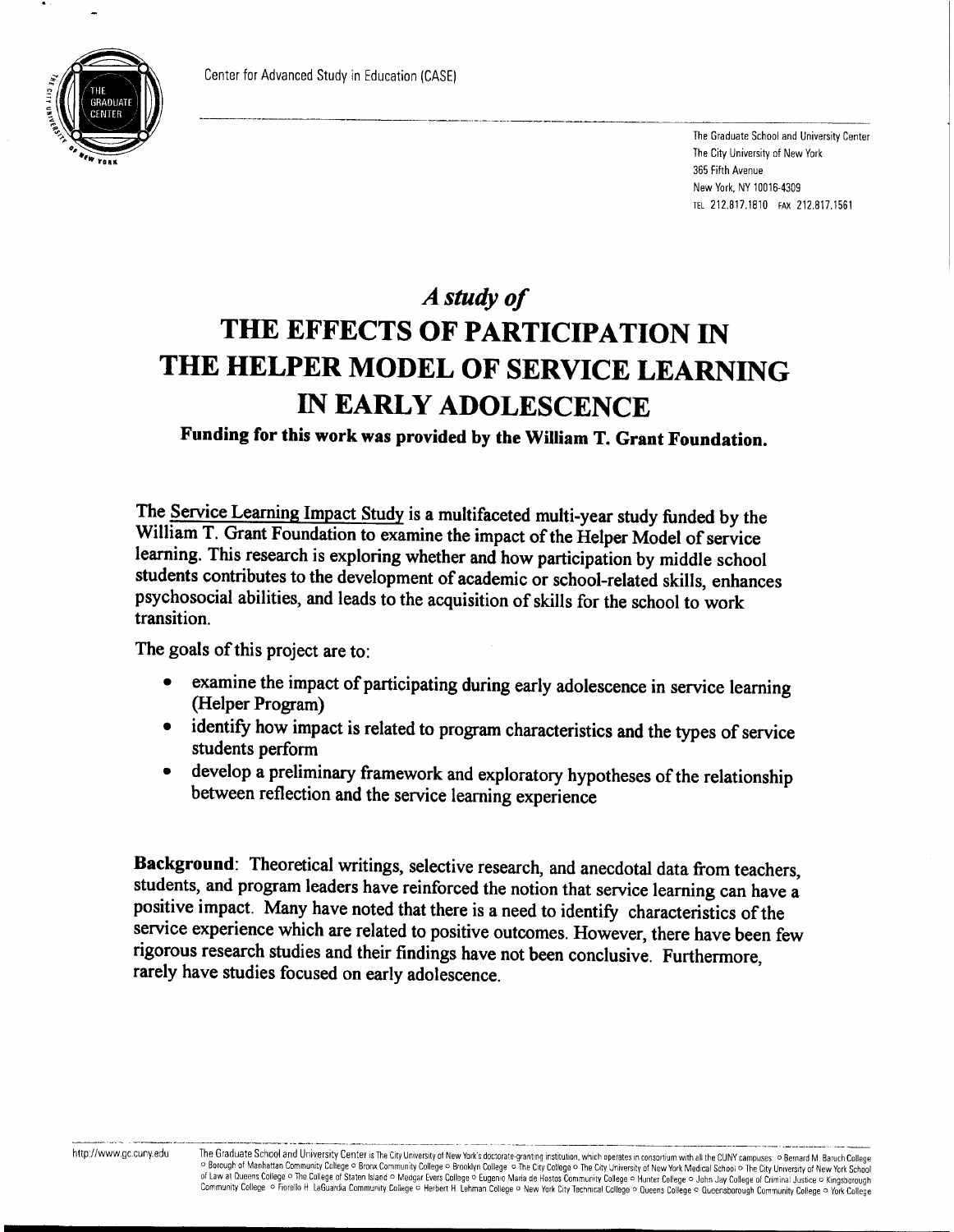Center for Advanced Study in Education (CASE)

The Graduate School and University Center
The City University of New York
365 Fifth Avenue
New York, NY 10016-4309
TEL 212.817.1810 FAX 212.817.1561

# *A study of*
# THE EFFECTS OF PARTICIPATION IN THE HELPER MODEL OF SERVICE LEARNING IN EARLY ADOLESCENCE

**Funding for this work was provided by the William T. Grant Foundation.**

The Service Learning Impact Study is a multifaceted multi-year study funded by the William T. Grant Foundation to examine the impact of the Helper Model of service learning. This research is exploring whether and how participation by middle school students contributes to the development of academic or school-related skills, enhances psychosocial abilities, and leads to the acquisition of skills for the school to work transition.

The goals of this project are to:

- examine the impact of participating during early adolescence in service learning (Helper Program)
- identify how impact is related to program characteristics and the types of service students perform
- develop a preliminary framework and exploratory hypotheses of the relationship between reflection and the service learning experience

**Background**: Theoretical writings, selective research, and anecdotal data from teachers, students, and program leaders have reinforced the notion that service learning can have a positive impact. Many have noted that there is a need to identify characteristics of the service experience which are related to positive outcomes. However, there have been few rigorous research studies and their findings have not been conclusive. Furthermore, rarely have studies focused on early adolescence.

http://www.gc.cuny.edu The Graduate School and University Center is The City University of New York's doctorate-granting institution, which operates in consortium with all the CUNY campuses: ○ Bernard M. Baruch College ○ Borough of Manhattan Community College ○ Bronx Community College ○ Brooklyn College ○ The City College ○ The City University of New York Medical School ○ The City University of New York School of Law at Queens College ○ The College of Staten Island ○ Medgar Evers College ○ Eugenio Maria de Hostos Community College ○ Hunter College ○ John Jay College of Criminal Justice ○ Kingsborough Community College ○ Fiorello H. LaGuardia Community College ○ Herbert H. Lehman College ○ New York City Technical College ○ Queens College ○ Queensborough Community College ○ York College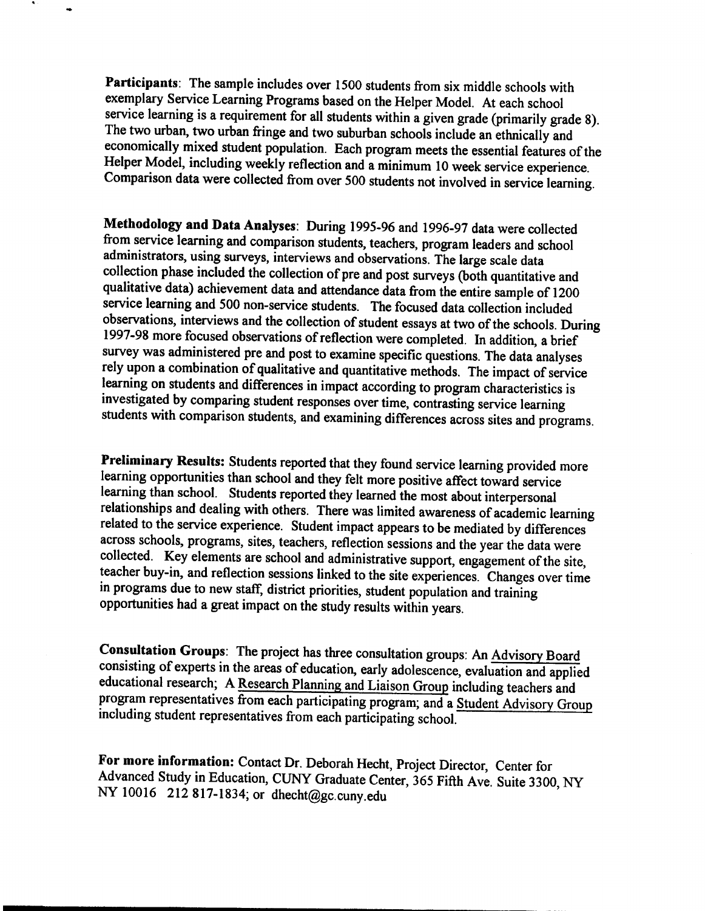**Participants**: The sample includes over 1500 students from six middle schools with exemplary Service Learning Programs based on the Helper Model. At each school service learning is a requirement for all students within a given grade (primarily grade 8). The two urban, two urban fringe and two suburban schools include an ethnically and economically mixed student population. Each program meets the essential features of the Helper Model, including weekly reflection and a minimum 10 week service experience. Comparison data were collected from over 500 students not involved in service learning.

**Methodology and Data Analyses**: During 1995-96 and 1996-97 data were collected from service learning and comparison students, teachers, program leaders and school administrators, using surveys, interviews and observations. The large scale data collection phase included the collection of pre and post surveys (both quantitative and qualitative data) achievement data and attendance data from the entire sample of 1200 service learning and 500 non-service students. The focused data collection included observations, interviews and the collection of student essays at two of the schools. During 1997-98 more focused observations of reflection were completed. In addition, a brief survey was administered pre and post to examine specific questions. The data analyses rely upon a combination of qualitative and quantitative methods. The impact of service learning on students and differences in impact according to program characteristics is investigated by comparing student responses over time, contrasting service learning students with comparison students, and examining differences across sites and programs.

**Preliminary Results:** Students reported that they found service learning provided more learning opportunities than school and they felt more positive affect toward service learning than school. Students reported they learned the most about interpersonal relationships and dealing with others. There was limited awareness of academic learning related to the service experience. Student impact appears to be mediated by differences across schools, programs, sites, teachers, reflection sessions and the year the data were collected. Key elements are school and administrative support, engagement of the site, teacher buy-in, and reflection sessions linked to the site experiences. Changes over time in programs due to new staff, district priorities, student population and training opportunities had a great impact on the study results within years.

**Consultation Groups**: The project has three consultation groups: An Advisory Board consisting of experts in the areas of education, early adolescence, evaluation and applied educational research; A Research Planning and Liaison Group including teachers and program representatives from each participating program; and a Student Advisory Group including student representatives from each participating school.

**For more information:** Contact Dr. Deborah Hecht, Project Director, Center for Advanced Study in Education, CUNY Graduate Center, 365 Fifth Ave. Suite 3300, NY NY 10016 212 817-1834; or dhecht@gc.cuny.edu